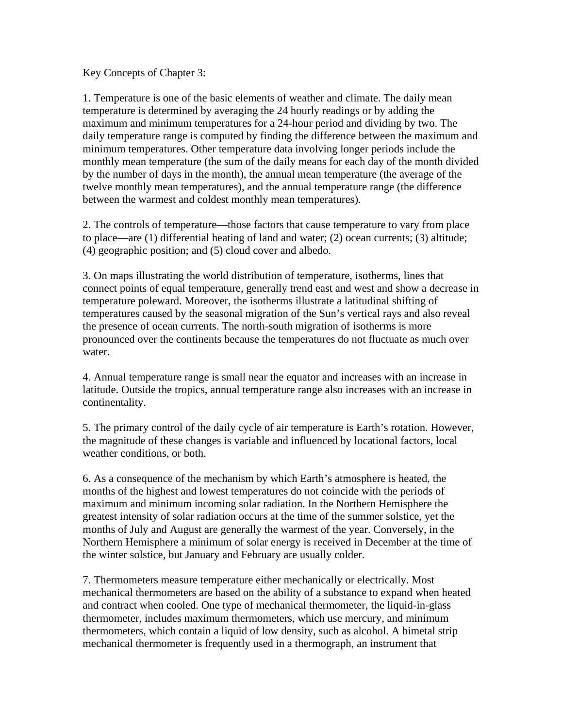Key Concepts of Chapter 3:

1. Temperature is one of the basic elements of weather and climate. The daily mean temperature is determined by averaging the 24 hourly readings or by adding the maximum and minimum temperatures for a 24-hour period and dividing by two. The daily temperature range is computed by finding the difference between the maximum and minimum temperatures. Other temperature data involving longer periods include the monthly mean temperature (the sum of the daily means for each day of the month divided by the number of days in the month), the annual mean temperature (the average of the twelve monthly mean temperatures), and the annual temperature range (the difference between the warmest and coldest monthly mean temperatures).

2. The controls of temperature—those factors that cause temperature to vary from place to place—are (1) differential heating of land and water; (2) ocean currents; (3) altitude; (4) geographic position; and (5) cloud cover and albedo.

3. On maps illustrating the world distribution of temperature, isotherms, lines that connect points of equal temperature, generally trend east and west and show a decrease in temperature poleward. Moreover, the isotherms illustrate a latitudinal shifting of temperatures caused by the seasonal migration of the Sun's vertical rays and also reveal the presence of ocean currents. The north-south migration of isotherms is more pronounced over the continents because the temperatures do not fluctuate as much over water.

4. Annual temperature range is small near the equator and increases with an increase in latitude. Outside the tropics, annual temperature range also increases with an increase in continentality.

5. The primary control of the daily cycle of air temperature is Earth's rotation. However, the magnitude of these changes is variable and influenced by locational factors, local weather conditions, or both.

6. As a consequence of the mechanism by which Earth's atmosphere is heated, the months of the highest and lowest temperatures do not coincide with the periods of maximum and minimum incoming solar radiation. In the Northern Hemisphere the greatest intensity of solar radiation occurs at the time of the summer solstice, yet the months of July and August are generally the warmest of the year. Conversely, in the Northern Hemisphere a minimum of solar energy is received in December at the time of the winter solstice, but January and February are usually colder.

7. Thermometers measure temperature either mechanically or electrically. Most mechanical thermometers are based on the ability of a substance to expand when heated and contract when cooled. One type of mechanical thermometer, the liquid-in-glass thermometer, includes maximum thermometers, which use mercury, and minimum thermometers, which contain a liquid of low density, such as alcohol. A bimetal strip mechanical thermometer is frequently used in a thermograph, an instrument that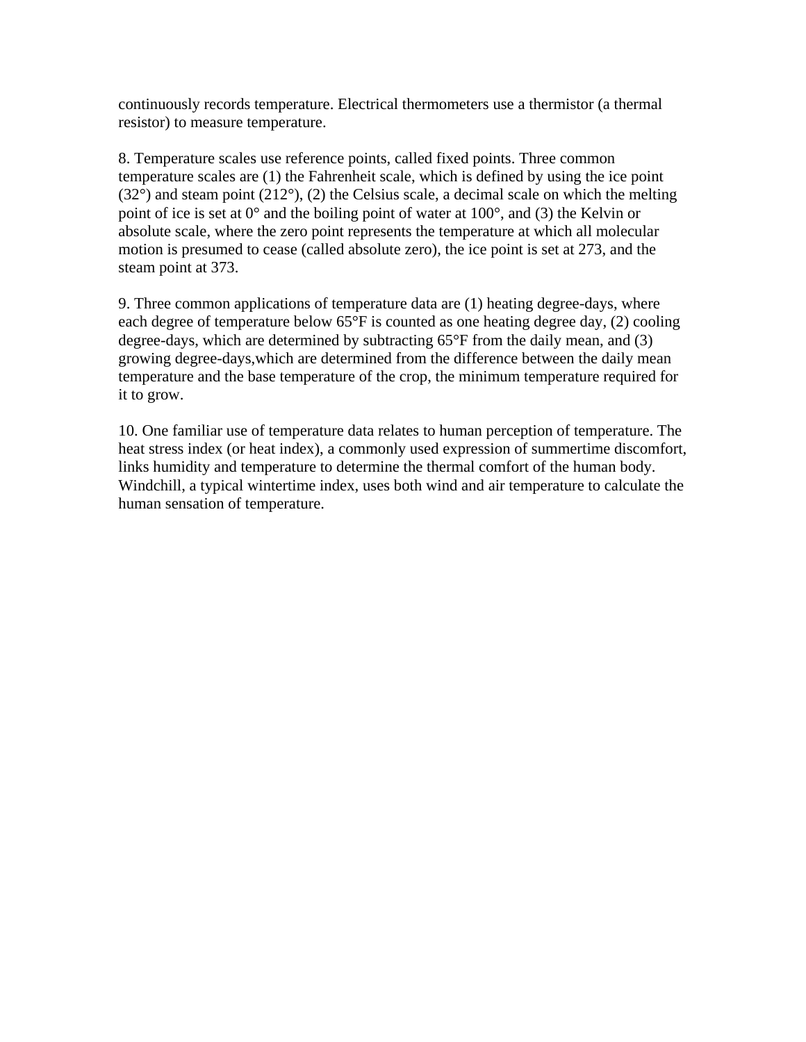continuously records temperature. Electrical thermometers use a thermistor (a thermal resistor) to measure temperature.

8. Temperature scales use reference points, called fixed points. Three common temperature scales are (1) the Fahrenheit scale, which is defined by using the ice point (32°) and steam point (212°), (2) the Celsius scale, a decimal scale on which the melting point of ice is set at 0° and the boiling point of water at 100°, and (3) the Kelvin or absolute scale, where the zero point represents the temperature at which all molecular motion is presumed to cease (called absolute zero), the ice point is set at 273, and the steam point at 373.

9. Three common applications of temperature data are (1) heating degree-days, where each degree of temperature below 65°F is counted as one heating degree day, (2) cooling degree-days, which are determined by subtracting 65°F from the daily mean, and (3) growing degree-days,which are determined from the difference between the daily mean temperature and the base temperature of the crop, the minimum temperature required for it to grow.

10. One familiar use of temperature data relates to human perception of temperature. The heat stress index (or heat index), a commonly used expression of summertime discomfort, links humidity and temperature to determine the thermal comfort of the human body. Windchill, a typical wintertime index, uses both wind and air temperature to calculate the human sensation of temperature.